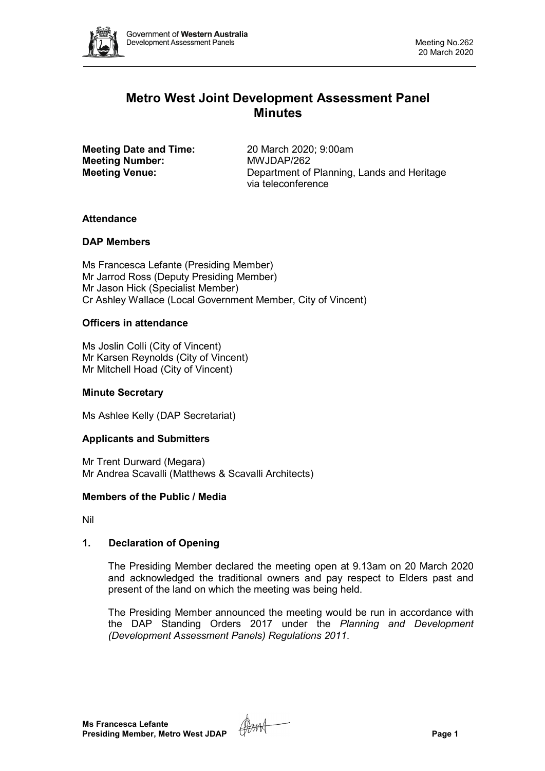# Metro West Joint Development Assessment Panel Minutes

**Meeting Date and Time:** 20 March 2020; 9:00am
**Meeting Number:** MWJDAP/262
**Meeting Venue:** Department of Planning, Lands and Heritage via teleconference

### Attendance

### DAP Members

Ms Francesca Lefante (Presiding Member)
Mr Jarrod Ross (Deputy Presiding Member)
Mr Jason Hick (Specialist Member)
Cr Ashley Wallace (Local Government Member, City of Vincent)

### Officers in attendance

Ms Joslin Colli (City of Vincent)
Mr Karsen Reynolds (City of Vincent)
Mr Mitchell Hoad (City of Vincent)

### Minute Secretary

Ms Ashlee Kelly (DAP Secretariat)

### Applicants and Submitters

Mr Trent Durward (Megara)
Mr Andrea Scavalli (Matthews & Scavalli Architects)

### Members of the Public / Media

Nil

## 1. Declaration of Opening

The Presiding Member declared the meeting open at 9.13am on 20 March 2020 and acknowledged the traditional owners and pay respect to Elders past and present of the land on which the meeting was being held.

The Presiding Member announced the meeting would be run in accordance with the DAP Standing Orders 2017 under the *Planning and Development (Development Assessment Panels) Regulations 2011*.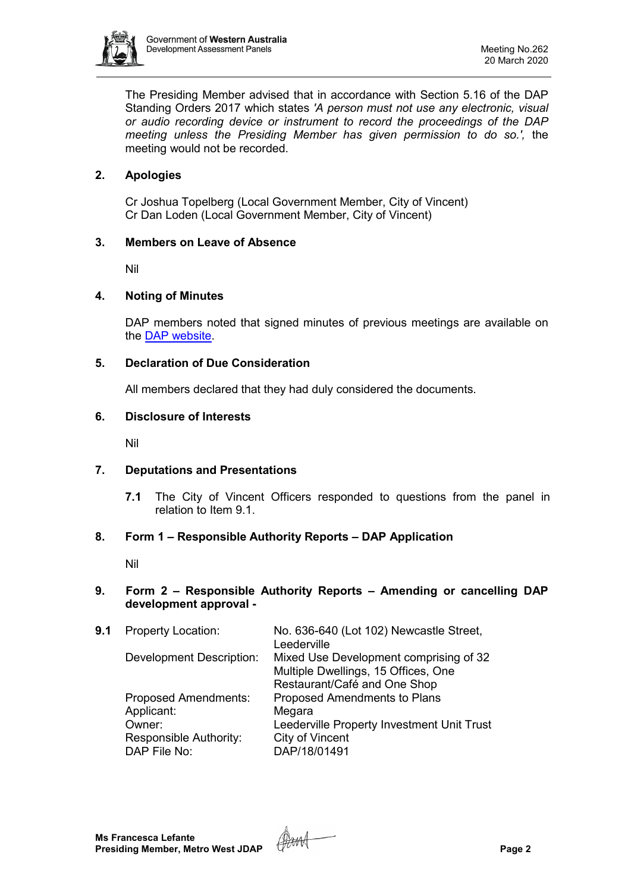The Presiding Member advised that in accordance with Section 5.16 of the DAP Standing Orders 2017 which states *'A person must not use any electronic, visual or audio recording device or instrument to record the proceedings of the DAP meeting unless the Presiding Member has given permission to do so.',* the meeting would not be recorded.

## 2. Apologies

Cr Joshua Topelberg (Local Government Member, City of Vincent)
Cr Dan Loden (Local Government Member, City of Vincent)

## 3. Members on Leave of Absence

Nil

## 4. Noting of Minutes

DAP members noted that signed minutes of previous meetings are available on the DAP website.

## 5. Declaration of Due Consideration

All members declared that they had duly considered the documents.

## 6. Disclosure of Interests

Nil

## 7. Deputations and Presentations

**7.1** The City of Vincent Officers responded to questions from the panel in relation to Item 9.1.

## 8. Form 1 – Responsible Authority Reports – DAP Application

Nil

## 9. Form 2 – Responsible Authority Reports – Amending or cancelling DAP development approval -

**9.1**

| | |
|---|---|
| Property Location: | No. 636-640 (Lot 102) Newcastle Street, Leederville |
| Development Description: | Mixed Use Development comprising of 32 Multiple Dwellings, 15 Offices, One Restaurant/Café and One Shop |
| Proposed Amendments: | Proposed Amendments to Plans |
| Applicant: | Megara |
| Owner: | Leederville Property Investment Unit Trust |
| Responsible Authority: | City of Vincent |
| DAP File No: | DAP/18/01491 |

**Ms Francesca Lefante**
**Presiding Member, Metro West JDAP**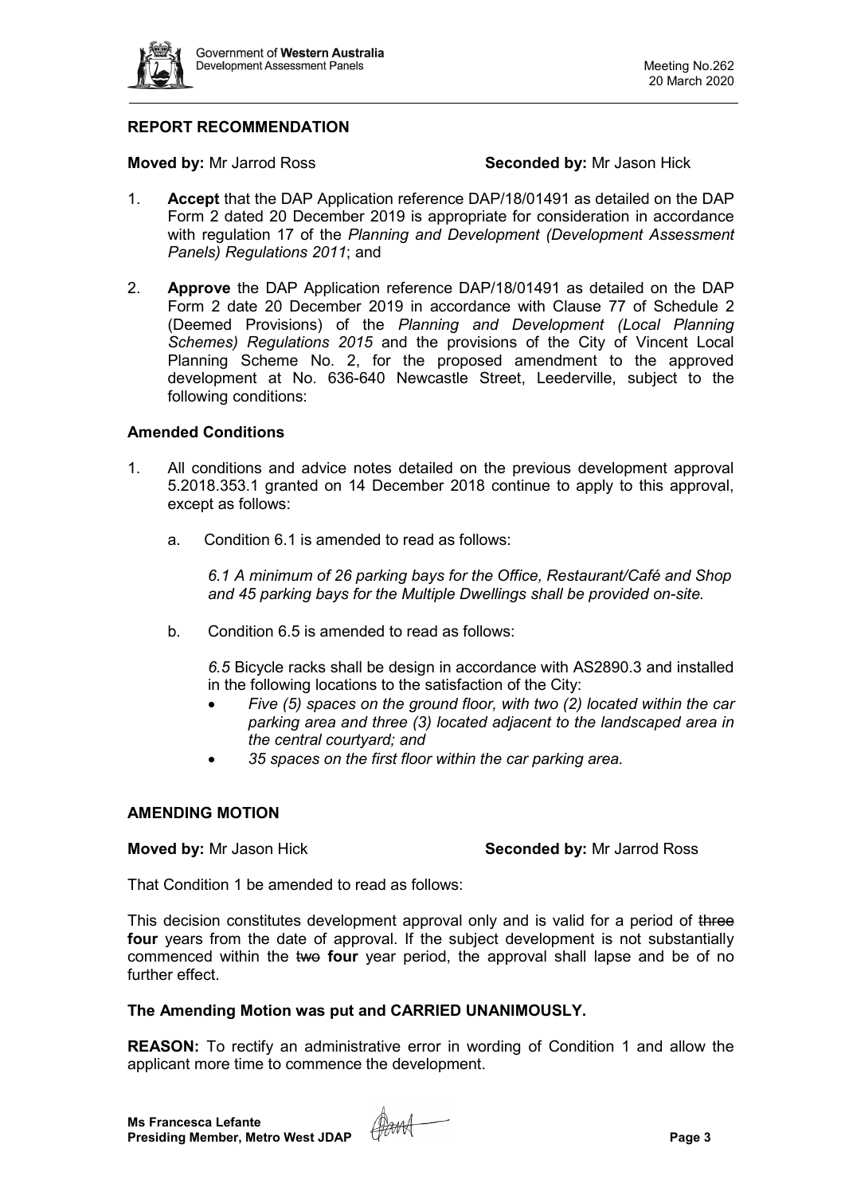## REPORT RECOMMENDATION

**Moved by:** Mr Jarrod Ross **Seconded by:** Mr Jason Hick

1. **Accept** that the DAP Application reference DAP/18/01491 as detailed on the DAP Form 2 dated 20 December 2019 is appropriate for consideration in accordance with regulation 17 of the *Planning and Development (Development Assessment Panels) Regulations 2011*; and

2. **Approve** the DAP Application reference DAP/18/01491 as detailed on the DAP Form 2 date 20 December 2019 in accordance with Clause 77 of Schedule 2 (Deemed Provisions) of the *Planning and Development (Local Planning Schemes) Regulations 2015* and the provisions of the City of Vincent Local Planning Scheme No. 2, for the proposed amendment to the approved development at No. 636-640 Newcastle Street, Leederville, subject to the following conditions:

### Amended Conditions

1. All conditions and advice notes detailed on the previous development approval 5.2018.353.1 granted on 14 December 2018 continue to apply to this approval, except as follows:

   a. Condition 6.1 is amended to read as follows:

      *6.1 A minimum of 26 parking bays for the Office, Restaurant/Café and Shop and 45 parking bays for the Multiple Dwellings shall be provided on-site.*

   b. Condition 6.5 is amended to read as follows:

      *6.5* Bicycle racks shall be design in accordance with AS2890.3 and installed in the following locations to the satisfaction of the City:

      - *Five (5) spaces on the ground floor, with two (2) located within the car parking area and three (3) located adjacent to the landscaped area in the central courtyard; and*
      - *35 spaces on the first floor within the car parking area.*

## AMENDING MOTION

**Moved by:** Mr Jason Hick **Seconded by:** Mr Jarrod Ross

That Condition 1 be amended to read as follows:

This decision constitutes development approval only and is valid for a period of ~~three~~ **four** years from the date of approval. If the subject development is not substantially commenced within the ~~two~~ **four** year period, the approval shall lapse and be of no further effect.

**The Amending Motion was put and CARRIED UNANIMOUSLY.**

**REASON:** To rectify an administrative error in wording of Condition 1 and allow the applicant more time to commence the development.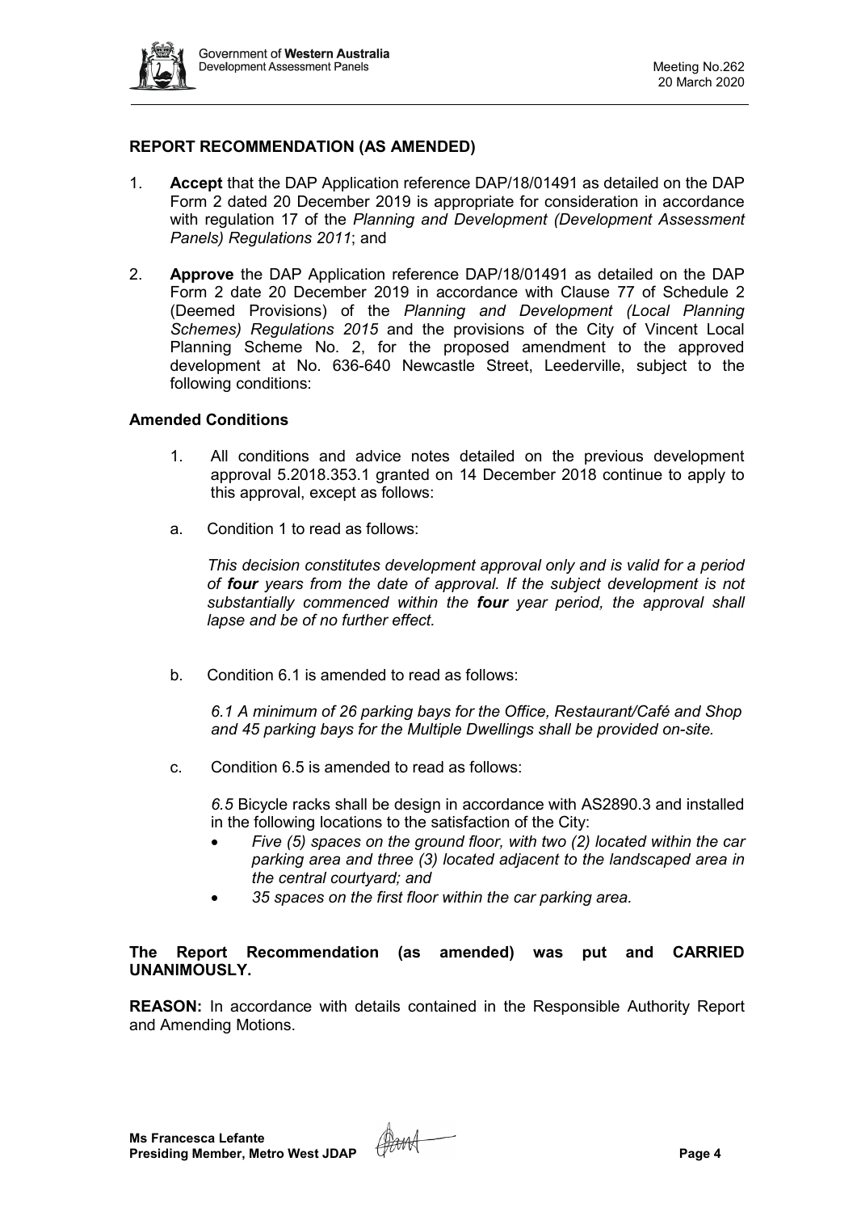## REPORT RECOMMENDATION (AS AMENDED)

1. **Accept** that the DAP Application reference DAP/18/01491 as detailed on the DAP Form 2 dated 20 December 2019 is appropriate for consideration in accordance with regulation 17 of the *Planning and Development (Development Assessment Panels) Regulations 2011*; and

2. **Approve** the DAP Application reference DAP/18/01491 as detailed on the DAP Form 2 date 20 December 2019 in accordance with Clause 77 of Schedule 2 (Deemed Provisions) of the *Planning and Development (Local Planning Schemes) Regulations 2015* and the provisions of the City of Vincent Local Planning Scheme No. 2, for the proposed amendment to the approved development at No. 636-640 Newcastle Street, Leederville, subject to the following conditions:

### Amended Conditions

1. All conditions and advice notes detailed on the previous development approval 5.2018.353.1 granted on 14 December 2018 continue to apply to this approval, except as follows:

   a. Condition 1 to read as follows:

   *This decision constitutes development approval only and is valid for a period of **four** years from the date of approval. If the subject development is not substantially commenced within the **four** year period, the approval shall lapse and be of no further effect.*

   b. Condition 6.1 is amended to read as follows:

   *6.1 A minimum of 26 parking bays for the Office, Restaurant/Café and Shop and 45 parking bays for the Multiple Dwellings shall be provided on-site.*

   c. Condition 6.5 is amended to read as follows:

   *6.5* Bicycle racks shall be design in accordance with AS2890.3 and installed in the following locations to the satisfaction of the City:

   - *Five (5) spaces on the ground floor, with two (2) located within the car parking area and three (3) located adjacent to the landscaped area in the central courtyard; and*
   - *35 spaces on the first floor within the car parking area.*

**The Report Recommendation (as amended) was put and CARRIED UNANIMOUSLY.**

**REASON:** In accordance with details contained in the Responsible Authority Report and Amending Motions.

**Ms Francesca Lefante**
**Presiding Member, Metro West JDAP**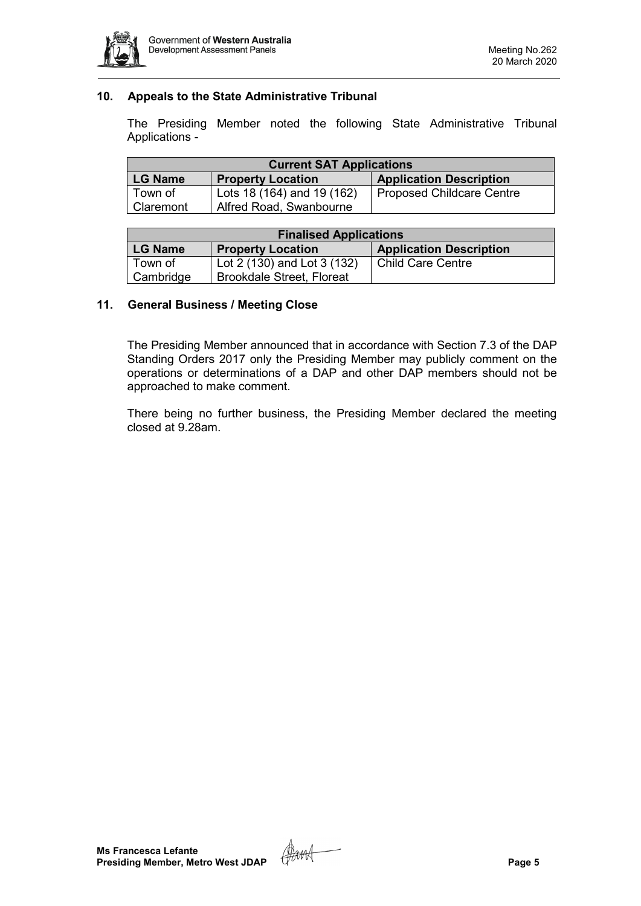## 10. Appeals to the State Administrative Tribunal

The Presiding Member noted the following State Administrative Tribunal Applications -

| Current SAT Applications | | |
|---|---|---|
| **LG Name** | **Property Location** | **Application Description** |
| Town of Claremont | Lots 18 (164) and 19 (162) Alfred Road, Swanbourne | Proposed Childcare Centre |

| Finalised Applications | | |
|---|---|---|
| **LG Name** | **Property Location** | **Application Description** |
| Town of Cambridge | Lot 2 (130) and Lot 3 (132) Brookdale Street, Floreat | Child Care Centre |

## 11. General Business / Meeting Close

The Presiding Member announced that in accordance with Section 7.3 of the DAP Standing Orders 2017 only the Presiding Member may publicly comment on the operations or determinations of a DAP and other DAP members should not be approached to make comment.

There being no further business, the Presiding Member declared the meeting closed at 9.28am.

**Ms Francesca Lefante**
**Presiding Member, Metro West JDAP**